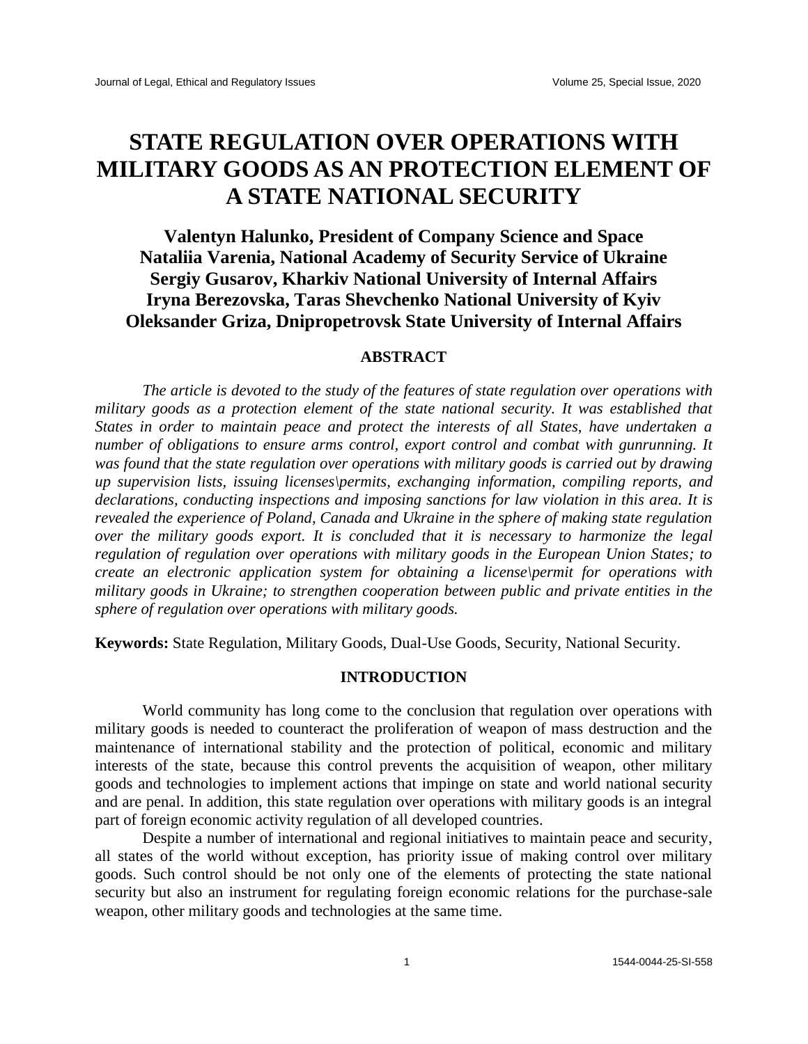# STATE REGULATION OVER OPERATIONS WITH MILITARY GOODS AS AN PROTECTION ELEMENT OF A STATE NATIONAL SECURITY

**Valentyn Halunko, President of Company Science and Space**
**Nataliia Varenia, National Academy of Security Service of Ukraine**
**Sergiy Gusarov, Kharkiv National University of Internal Affairs**
**Iryna Berezovska, Taras Shevchenko National University of Kyiv**
**Oleksander Griza, Dnipropetrovsk State University of Internal Affairs**

## ABSTRACT

*The article is devoted to the study of the features of state regulation over operations with military goods as a protection element of the state national security. It was established that States in order to maintain peace and protect the interests of all States, have undertaken a number of obligations to ensure arms control, export control and combat with gunrunning. It was found that the state regulation over operations with military goods is carried out by drawing up supervision lists, issuing licenses\permits, exchanging information, compiling reports, and declarations, conducting inspections and imposing sanctions for law violation in this area. It is revealed the experience of Poland, Canada and Ukraine in the sphere of making state regulation over the military goods export. It is concluded that it is necessary to harmonize the legal regulation of regulation over operations with military goods in the European Union States; to create an electronic application system for obtaining a license\permit for operations with military goods in Ukraine; to strengthen cooperation between public and private entities in the sphere of regulation over operations with military goods.*

**Keywords:** State Regulation, Military Goods, Dual-Use Goods, Security, National Security.

## INTRODUCTION

World community has long come to the conclusion that regulation over operations with military goods is needed to counteract the proliferation of weapon of mass destruction and the maintenance of international stability and the protection of political, economic and military interests of the state, because this control prevents the acquisition of weapon, other military goods and technologies to implement actions that impinge on state and world national security and are penal. In addition, this state regulation over operations with military goods is an integral part of foreign economic activity regulation of all developed countries.

Despite a number of international and regional initiatives to maintain peace and security, all states of the world without exception, has priority issue of making control over military goods. Such control should be not only one of the elements of protecting the state national security but also an instrument for regulating foreign economic relations for the purchase-sale weapon, other military goods and technologies at the same time.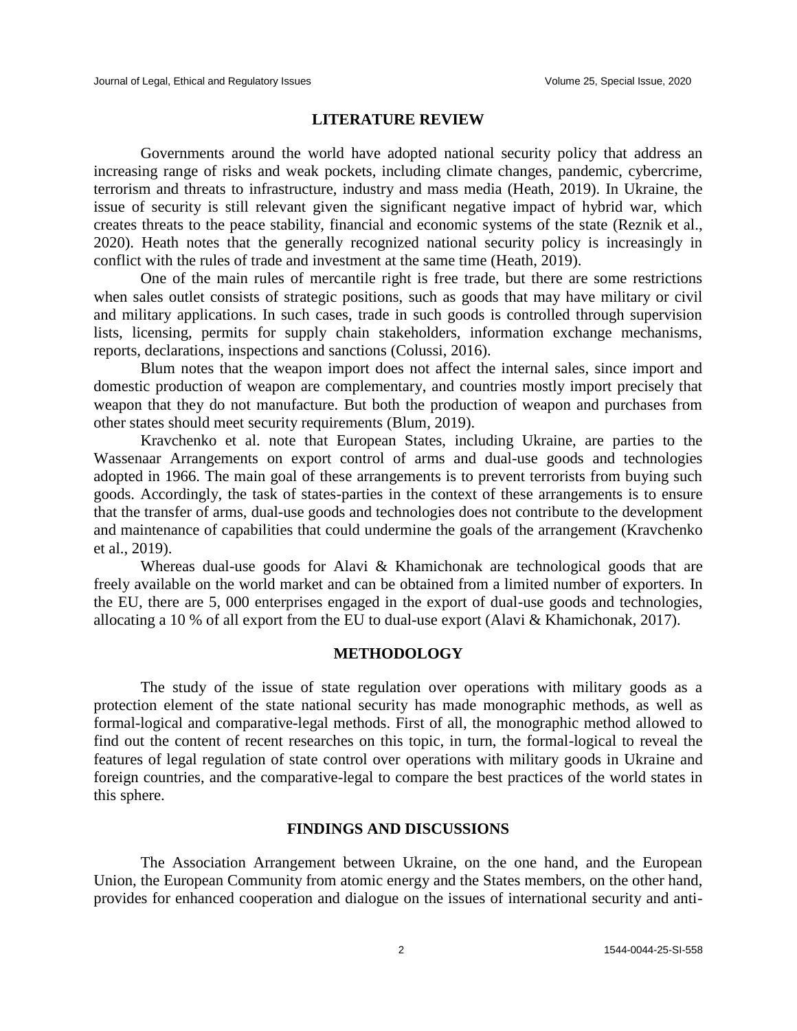## LITERATURE REVIEW

Governments around the world have adopted national security policy that address an increasing range of risks and weak pockets, including climate changes, pandemic, cybercrime, terrorism and threats to infrastructure, industry and mass media (Heath, 2019). In Ukraine, the issue of security is still relevant given the significant negative impact of hybrid war, which creates threats to the peace stability, financial and economic systems of the state (Reznik et al., 2020). Heath notes that the generally recognized national security policy is increasingly in conflict with the rules of trade and investment at the same time (Heath, 2019).

One of the main rules of mercantile right is free trade, but there are some restrictions when sales outlet consists of strategic positions, such as goods that may have military or civil and military applications. In such cases, trade in such goods is controlled through supervision lists, licensing, permits for supply chain stakeholders, information exchange mechanisms, reports, declarations, inspections and sanctions (Colussi, 2016).

Blum notes that the weapon import does not affect the internal sales, since import and domestic production of weapon are complementary, and countries mostly import precisely that weapon that they do not manufacture. But both the production of weapon and purchases from other states should meet security requirements (Blum, 2019).

Kravchenko et al. note that European States, including Ukraine, are parties to the Wassenaar Arrangements on export control of arms and dual-use goods and technologies adopted in 1966. The main goal of these arrangements is to prevent terrorists from buying such goods. Accordingly, the task of states-parties in the context of these arrangements is to ensure that the transfer of arms, dual-use goods and technologies does not contribute to the development and maintenance of capabilities that could undermine the goals of the arrangement (Kravchenko et al., 2019).

Whereas dual-use goods for Alavi & Khamichonak are technological goods that are freely available on the world market and can be obtained from a limited number of exporters. In the EU, there are 5, 000 enterprises engaged in the export of dual-use goods and technologies, allocating a 10 % of all export from the EU to dual-use export (Alavi & Khamichonak, 2017).

## METHODOLOGY

The study of the issue of state regulation over operations with military goods as a protection element of the state national security has made monographic methods, as well as formal-logical and comparative-legal methods. First of all, the monographic method allowed to find out the content of recent researches on this topic, in turn, the formal-logical to reveal the features of legal regulation of state control over operations with military goods in Ukraine and foreign countries, and the comparative-legal to compare the best practices of the world states in this sphere.

## FINDINGS AND DISCUSSIONS

The Association Arrangement between Ukraine, on the one hand, and the European Union, the European Community from atomic energy and the States members, on the other hand, provides for enhanced cooperation and dialogue on the issues of international security and anti-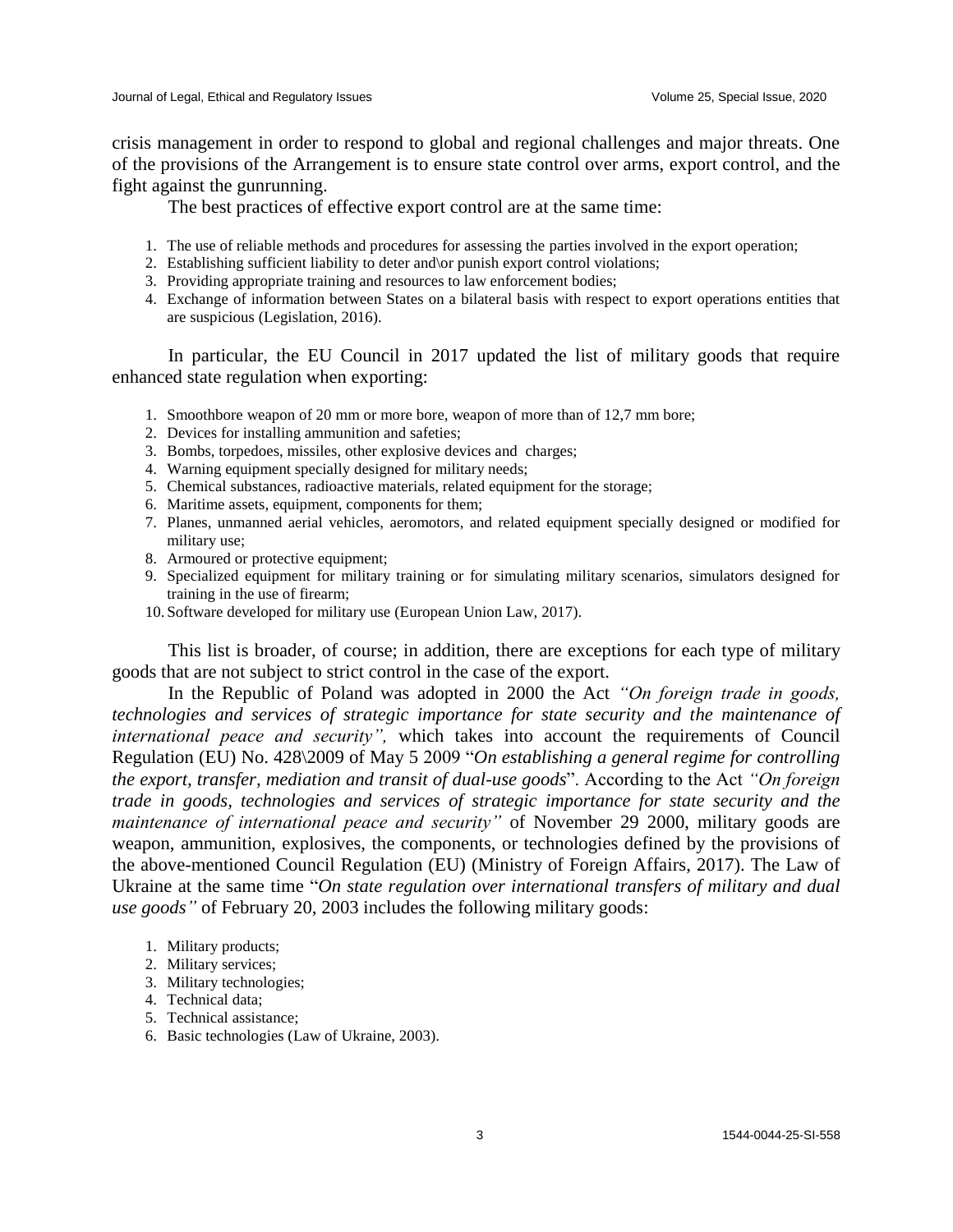crisis management in order to respond to global and regional challenges and major threats. One of the provisions of the Arrangement is to ensure state control over arms, export control, and the fight against the gunrunning.

The best practices of effective export control are at the same time:

1. The use of reliable methods and procedures for assessing the parties involved in the export operation;
2. Establishing sufficient liability to deter and\or punish export control violations;
3. Providing appropriate training and resources to law enforcement bodies;
4. Exchange of information between States on a bilateral basis with respect to export operations entities that are suspicious (Legislation, 2016).

In particular, the EU Council in 2017 updated the list of military goods that require enhanced state regulation when exporting:

1. Smoothbore weapon of 20 mm or more bore, weapon of more than of 12,7 mm bore;
2. Devices for installing ammunition and safeties;
3. Bombs, torpedoes, missiles, other explosive devices and charges;
4. Warning equipment specially designed for military needs;
5. Chemical substances, radioactive materials, related equipment for the storage;
6. Maritime assets, equipment, components for them;
7. Planes, unmanned aerial vehicles, aeromotors, and related equipment specially designed or modified for military use;
8. Armoured or protective equipment;
9. Specialized equipment for military training or for simulating military scenarios, simulators designed for training in the use of firearm;
10. Software developed for military use (European Union Law, 2017).

This list is broader, of course; in addition, there are exceptions for each type of military goods that are not subject to strict control in the case of the export.

In the Republic of Poland was adopted in 2000 the Act *"On foreign trade in goods, technologies and services of strategic importance for state security and the maintenance of international peace and security",* which takes into account the requirements of Council Regulation (EU) No. 428\2009 of May 5 2009 "*On establishing a general regime for controlling the export, transfer, mediation and transit of dual-use goods*". According to the Act *"On foreign trade in goods, technologies and services of strategic importance for state security and the maintenance of international peace and security"* of November 29 2000, military goods are weapon, ammunition, explosives, the components, or technologies defined by the provisions of the above-mentioned Council Regulation (EU) (Ministry of Foreign Affairs, 2017). The Law of Ukraine at the same time "*On state regulation over international transfers of military and dual use goods"* of February 20, 2003 includes the following military goods:

1. Military products;
2. Military services;
3. Military technologies;
4. Technical data;
5. Technical assistance;
6. Basic technologies (Law of Ukraine, 2003).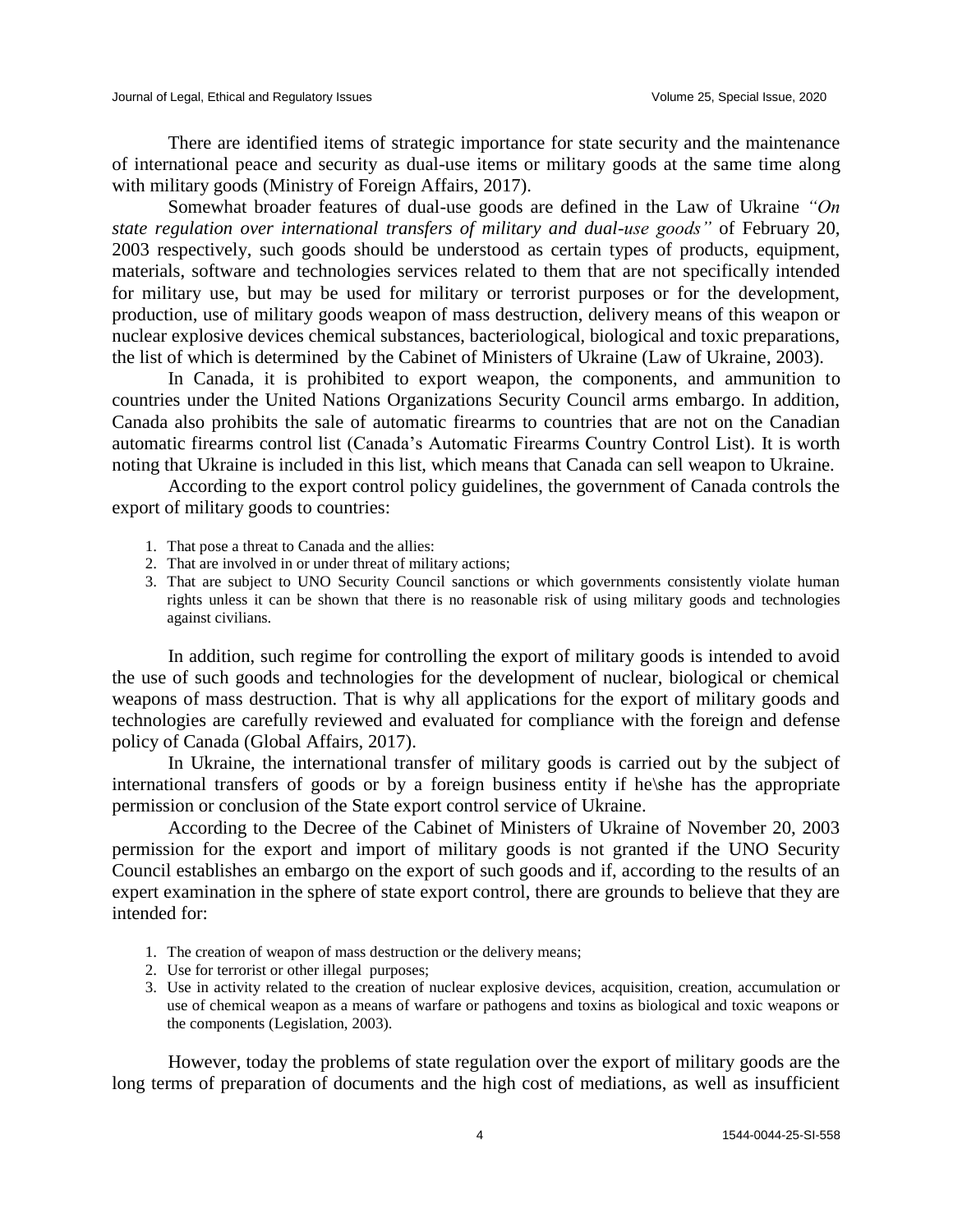There are identified items of strategic importance for state security and the maintenance of international peace and security as dual-use items or military goods at the same time along with military goods (Ministry of Foreign Affairs, 2017).

Somewhat broader features of dual-use goods are defined in the Law of Ukraine *"On state regulation over international transfers of military and dual-use goods"* of February 20, 2003 respectively, such goods should be understood as certain types of products, equipment, materials, software and technologies services related to them that are not specifically intended for military use, but may be used for military or terrorist purposes or for the development, production, use of military goods weapon of mass destruction, delivery means of this weapon or nuclear explosive devices chemical substances, bacteriological, biological and toxic preparations, the list of which is determined by the Cabinet of Ministers of Ukraine (Law of Ukraine, 2003).

In Canada, it is prohibited to export weapon, the components, and ammunition to countries under the United Nations Organizations Security Council arms embargo. In addition, Canada also prohibits the sale of automatic firearms to countries that are not on the Canadian automatic firearms control list (Canada's Automatic Firearms Country Control List). It is worth noting that Ukraine is included in this list, which means that Canada can sell weapon to Ukraine.

According to the export control policy guidelines, the government of Canada controls the export of military goods to countries:

1. That pose a threat to Canada and the allies:
2. That are involved in or under threat of military actions;
3. That are subject to UNO Security Council sanctions or which governments consistently violate human rights unless it can be shown that there is no reasonable risk of using military goods and technologies against civilians.

In addition, such regime for controlling the export of military goods is intended to avoid the use of such goods and technologies for the development of nuclear, biological or chemical weapons of mass destruction. That is why all applications for the export of military goods and technologies are carefully reviewed and evaluated for compliance with the foreign and defense policy of Canada (Global Affairs, 2017).

In Ukraine, the international transfer of military goods is carried out by the subject of international transfers of goods or by a foreign business entity if he\she has the appropriate permission or conclusion of the State export control service of Ukraine.

According to the Decree of the Cabinet of Ministers of Ukraine of November 20, 2003 permission for the export and import of military goods is not granted if the UNO Security Council establishes an embargo on the export of such goods and if, according to the results of an expert examination in the sphere of state export control, there are grounds to believe that they are intended for:

1. The creation of weapon of mass destruction or the delivery means;
2. Use for terrorist or other illegal purposes;
3. Use in activity related to the creation of nuclear explosive devices, acquisition, creation, accumulation or use of chemical weapon as a means of warfare or pathogens and toxins as biological and toxic weapons or the components (Legislation, 2003).

However, today the problems of state regulation over the export of military goods are the long terms of preparation of documents and the high cost of mediations, as well as insufficient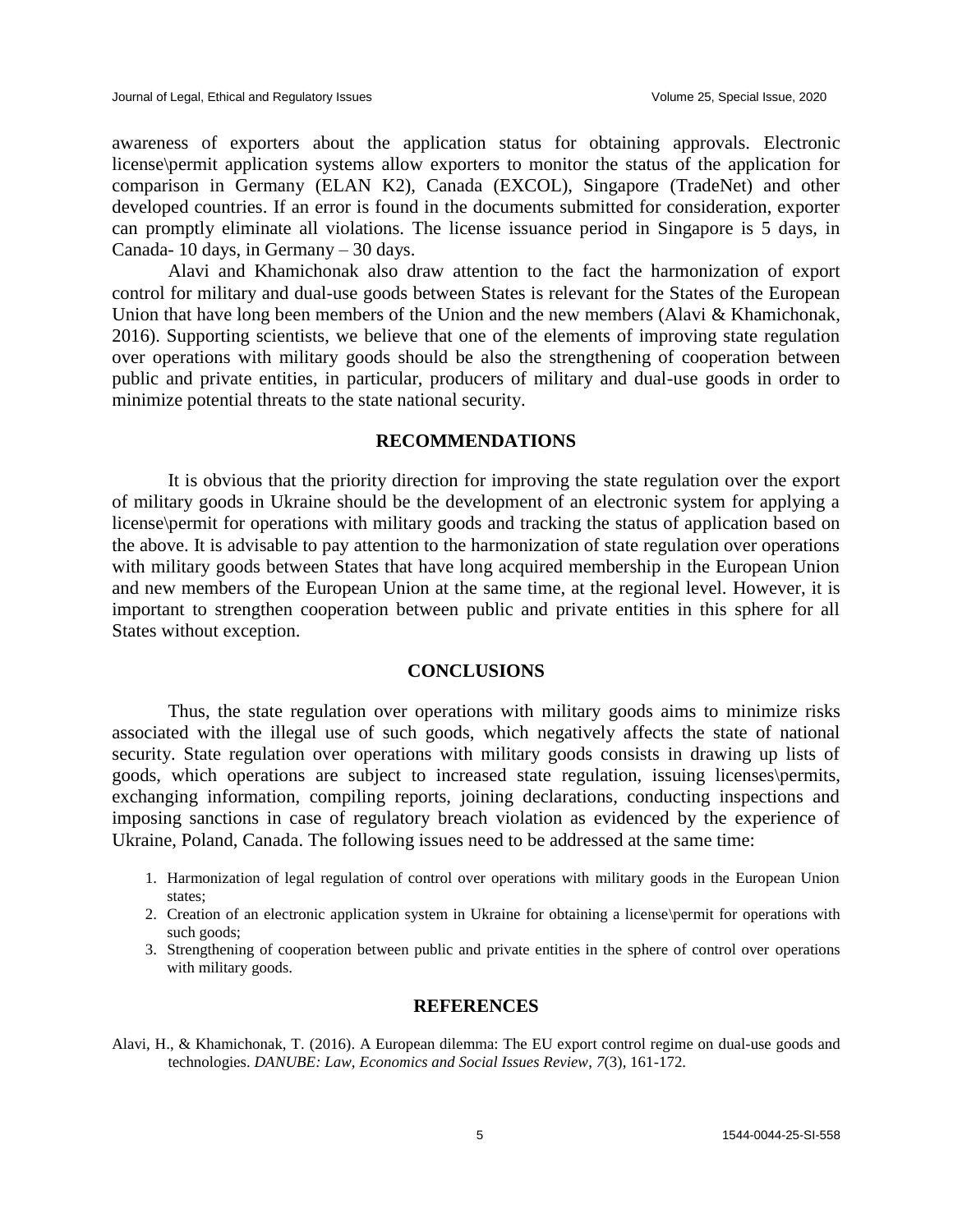awareness of exporters about the application status for obtaining approvals. Electronic license\permit application systems allow exporters to monitor the status of the application for comparison in Germany (ELAN K2), Canada (EXCOL), Singapore (TradeNet) and other developed countries. If an error is found in the documents submitted for consideration, exporter can promptly eliminate all violations. The license issuance period in Singapore is 5 days, in Canada- 10 days, in Germany – 30 days.

Alavi and Khamichonak also draw attention to the fact the harmonization of export control for military and dual-use goods between States is relevant for the States of the European Union that have long been members of the Union and the new members (Alavi & Khamichonak, 2016). Supporting scientists, we believe that one of the elements of improving state regulation over operations with military goods should be also the strengthening of cooperation between public and private entities, in particular, producers of military and dual-use goods in order to minimize potential threats to the state national security.

## RECOMMENDATIONS

It is obvious that the priority direction for improving the state regulation over the export of military goods in Ukraine should be the development of an electronic system for applying a license\permit for operations with military goods and tracking the status of application based on the above. It is advisable to pay attention to the harmonization of state regulation over operations with military goods between States that have long acquired membership in the European Union and new members of the European Union at the same time, at the regional level. However, it is important to strengthen cooperation between public and private entities in this sphere for all States without exception.

## CONCLUSIONS

Thus, the state regulation over operations with military goods aims to minimize risks associated with the illegal use of such goods, which negatively affects the state of national security. State regulation over operations with military goods consists in drawing up lists of goods, which operations are subject to increased state regulation, issuing licenses\permits, exchanging information, compiling reports, joining declarations, conducting inspections and imposing sanctions in case of regulatory breach violation as evidenced by the experience of Ukraine, Poland, Canada. The following issues need to be addressed at the same time:

1. Harmonization of legal regulation of control over operations with military goods in the European Union states;
2. Creation of an electronic application system in Ukraine for obtaining a license\permit for operations with such goods;
3. Strengthening of cooperation between public and private entities in the sphere of control over operations with military goods.

## REFERENCES

Alavi, H., & Khamichonak, T. (2016). A European dilemma: The EU export control regime on dual-use goods and technologies. *DANUBE: Law, Economics and Social Issues Review*, *7*(3), 161-172.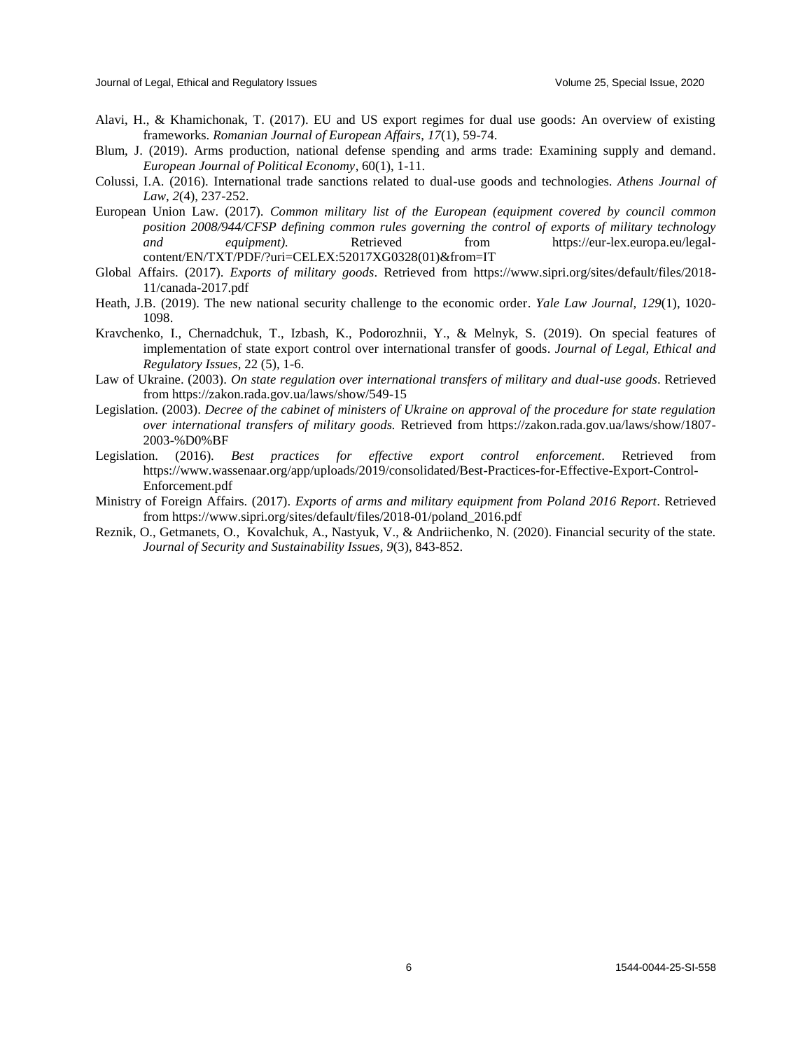Alavi, H., & Khamichonak, T. (2017). EU and US export regimes for dual use goods: An overview of existing frameworks. *Romanian Journal of European Affairs, 17*(1), 59-74.

Blum, J. (2019). Arms production, national defense spending and arms trade: Examining supply and demand. *European Journal of Political Economy*, 60(1), 1-11.

Colussi, I.A. (2016). International trade sanctions related to dual-use goods and technologies. *Athens Journal of Law, 2*(4), 237-252.

European Union Law. (2017). *Common military list of the European (equipment covered by council common position 2008/944/CFSP defining common rules governing the control of exports of military technology and equipment).* Retrieved from https://eur-lex.europa.eu/legal-content/EN/TXT/PDF/?uri=CELEX:52017XG0328(01)&from=IT

Global Affairs. (2017). *Exports of military goods*. Retrieved from https://www.sipri.org/sites/default/files/2018-11/canada-2017.pdf

Heath, J.B. (2019). The new national security challenge to the economic order. *Yale Law Journal, 129*(1), 1020-1098.

Kravchenko, I., Chernadchuk, T., Izbash, K., Podorozhnii, Y., & Melnyk, S. (2019). On special features of implementation of state export control over international transfer of goods. *Journal of Legal, Ethical and Regulatory Issues*, 22 (5), 1-6.

Law of Ukraine. (2003). *On state regulation over international transfers of military and dual-use goods*. Retrieved from https://zakon.rada.gov.ua/laws/show/549-15

Legislation. (2003). *Decree of the cabinet of ministers of Ukraine on approval of the procedure for state regulation over international transfers of military goods.* Retrieved from https://zakon.rada.gov.ua/laws/show/1807-2003-%D0%BF

Legislation. (2016). *Best practices for effective export control enforcement*. Retrieved from https://www.wassenaar.org/app/uploads/2019/consolidated/Best-Practices-for-Effective-Export-Control-Enforcement.pdf

Ministry of Foreign Affairs. (2017). *Exports of arms and military equipment from Poland 2016 Report*. Retrieved from https://www.sipri.org/sites/default/files/2018-01/poland_2016.pdf

Reznik, O., Getmanets, O., Kovalchuk, A., Nastyuk, V., & Andriichenko, N. (2020). Financial security of the state. *Journal of Security and Sustainability Issues, 9*(3), 843-852.